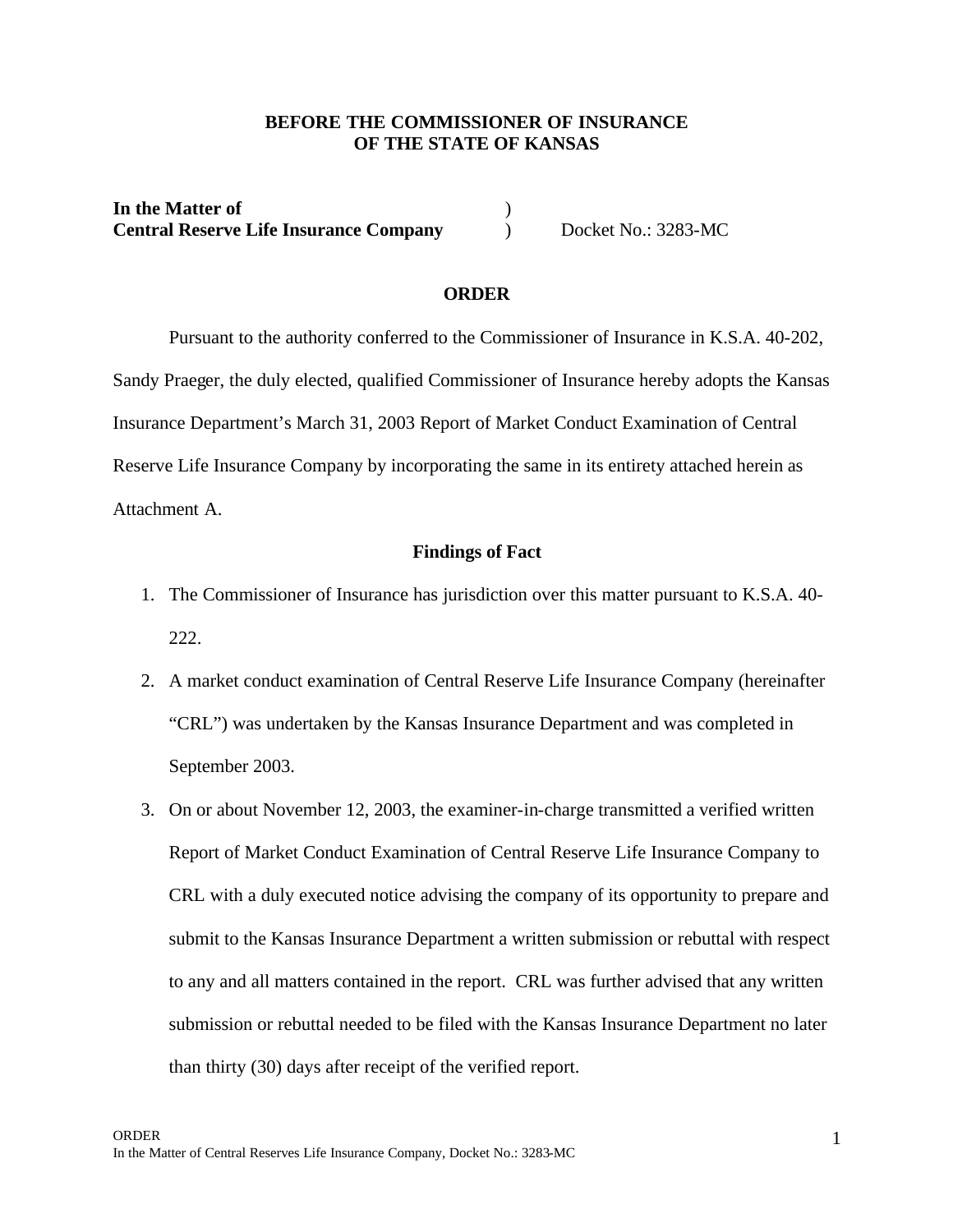**BEFORE THE COMMISSIONER OF INSURANCE**
**OF THE STATE OF KANSAS**

**In the Matter of** )
**Central Reserve Life Insurance Company** ) Docket No.: 3283-MC

**ORDER**

Pursuant to the authority conferred to the Commissioner of Insurance in K.S.A. 40-202, Sandy Praeger, the duly elected, qualified Commissioner of Insurance hereby adopts the Kansas Insurance Department's March 31, 2003 Report of Market Conduct Examination of Central Reserve Life Insurance Company by incorporating the same in its entirety attached herein as Attachment A.

**Findings of Fact**

1. The Commissioner of Insurance has jurisdiction over this matter pursuant to K.S.A. 40-222.

2. A market conduct examination of Central Reserve Life Insurance Company (hereinafter "CRL") was undertaken by the Kansas Insurance Department and was completed in September 2003.

3. On or about November 12, 2003, the examiner-in-charge transmitted a verified written Report of Market Conduct Examination of Central Reserve Life Insurance Company to CRL with a duly executed notice advising the company of its opportunity to prepare and submit to the Kansas Insurance Department a written submission or rebuttal with respect to any and all matters contained in the report. CRL was further advised that any written submission or rebuttal needed to be filed with the Kansas Insurance Department no later than thirty (30) days after receipt of the verified report.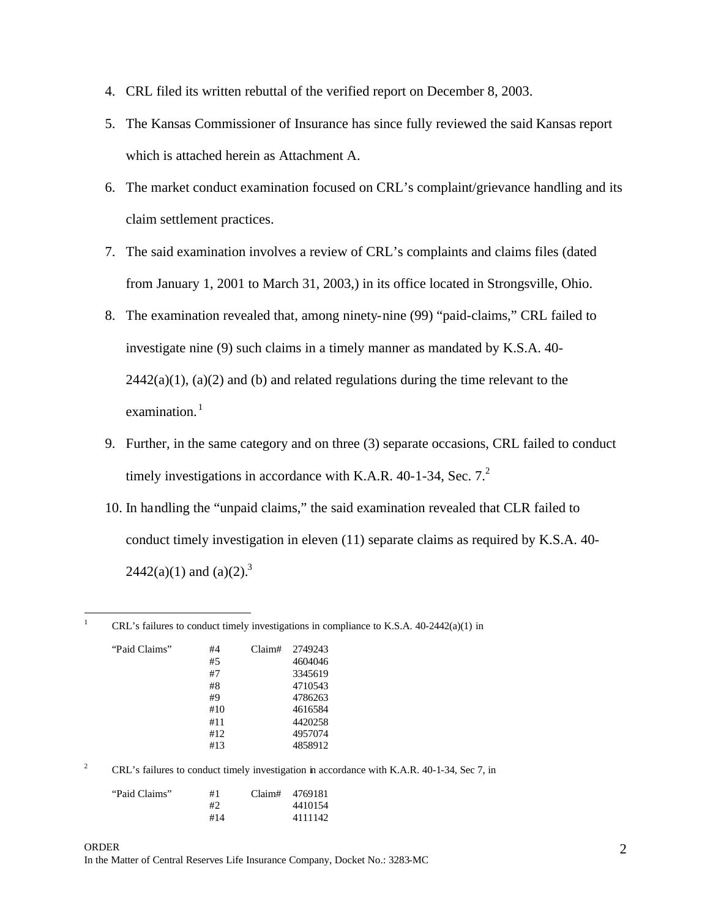4. CRL filed its written rebuttal of the verified report on December 8, 2003.
5. The Kansas Commissioner of Insurance has since fully reviewed the said Kansas report which is attached herein as Attachment A.
6. The market conduct examination focused on CRL's complaint/grievance handling and its claim settlement practices.
7. The said examination involves a review of CRL's complaints and claims files (dated from January 1, 2001 to March 31, 2003,) in its office located in Strongsville, Ohio.
8. The examination revealed that, among ninety-nine (99) "paid-claims," CRL failed to investigate nine (9) such claims in a timely manner as mandated by K.S.A. 40-2442(a)(1), (a)(2) and (b) and related regulations during the time relevant to the examination.[1]
9. Further, in the same category and on three (3) separate occasions, CRL failed to conduct timely investigations in accordance with K.A.R. 40-1-34, Sec. 7.[2]
10. In handling the "unpaid claims," the said examination revealed that CLR failed to conduct timely investigation in eleven (11) separate claims as required by K.S.A. 40-2442(a)(1) and (a)(2).[3]

---

[1] CRL's failures to conduct timely investigations in compliance to K.S.A. 40-2442(a)(1) in

| "Paid Claims" | #4 | Claim# | 2749243 |
|---|---|---|---|
| | #5 | | 4604046 |
| | #7 | | 3345619 |
| | #8 | | 4710543 |
| | #9 | | 4786263 |
| | #10 | | 4616584 |
| | #11 | | 4420258 |
| | #12 | | 4957074 |
| | #13 | | 4858912 |

[2] CRL's failures to conduct timely investigation in accordance with K.A.R. 40-1-34, Sec 7, in

| "Paid Claims" | #1 | Claim# | 4769181 |
|---|---|---|---|
| | #2 | | 4410154 |
| | #14 | | 4111142 |

ORDER
In the Matter of Central Reserves Life Insurance Company, Docket No.: 3283-MC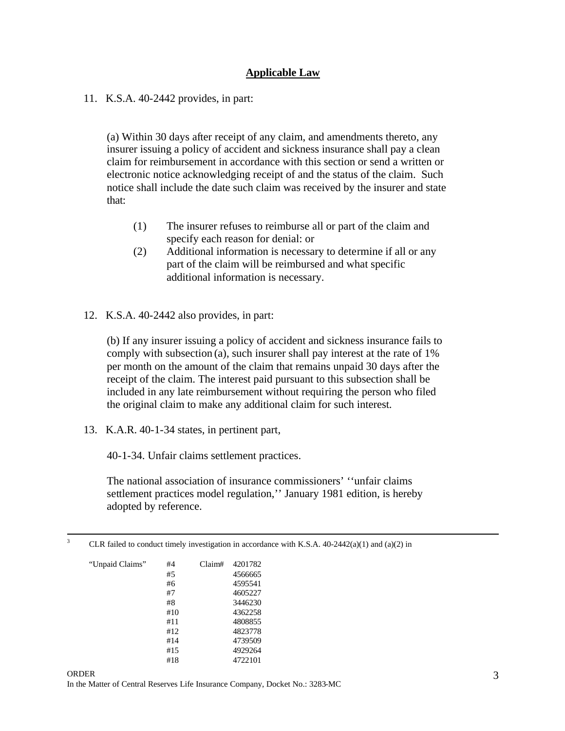## Applicable Law

11. K.S.A. 40-2442 provides, in part:

> (a) Within 30 days after receipt of any claim, and amendments thereto, any insurer issuing a policy of accident and sickness insurance shall pay a clean claim for reimbursement in accordance with this section or send a written or electronic notice acknowledging receipt of and the status of the claim. Such notice shall include the date such claim was received by the insurer and state that:
>
> (1) The insurer refuses to reimburse all or part of the claim and specify each reason for denial: or
>
> (2) Additional information is necessary to determine if all or any part of the claim will be reimbursed and what specific additional information is necessary.

12. K.S.A. 40-2442 also provides, in part:

> (b) If any insurer issuing a policy of accident and sickness insurance fails to comply with subsection (a), such insurer shall pay interest at the rate of 1% per month on the amount of the claim that remains unpaid 30 days after the receipt of the claim. The interest paid pursuant to this subsection shall be included in any late reimbursement without requiring the person who filed the original claim to make any additional claim for such interest.

13. K.A.R. 40-1-34 states, in pertinent part,

> 40-1-34. Unfair claims settlement practices.
>
> The national association of insurance commissioners' ''unfair claims settlement practices model regulation,'' January 1981 edition, is hereby adopted by reference.

---

[3] CLR failed to conduct timely investigation in accordance with K.S.A. 40-2442(a)(1) and (a)(2) in

| | | | |
|---|---|---|---|
| "Unpaid Claims" | #4 | Claim# | 4201782 |
| | #5 | | 4566665 |
| | #6 | | 4595541 |
| | #7 | | 4605227 |
| | #8 | | 3446230 |
| | #10 | | 4362258 |
| | #11 | | 4808855 |
| | #12 | | 4823778 |
| | #14 | | 4739509 |
| | #15 | | 4929264 |
| | #18 | | 4722101 |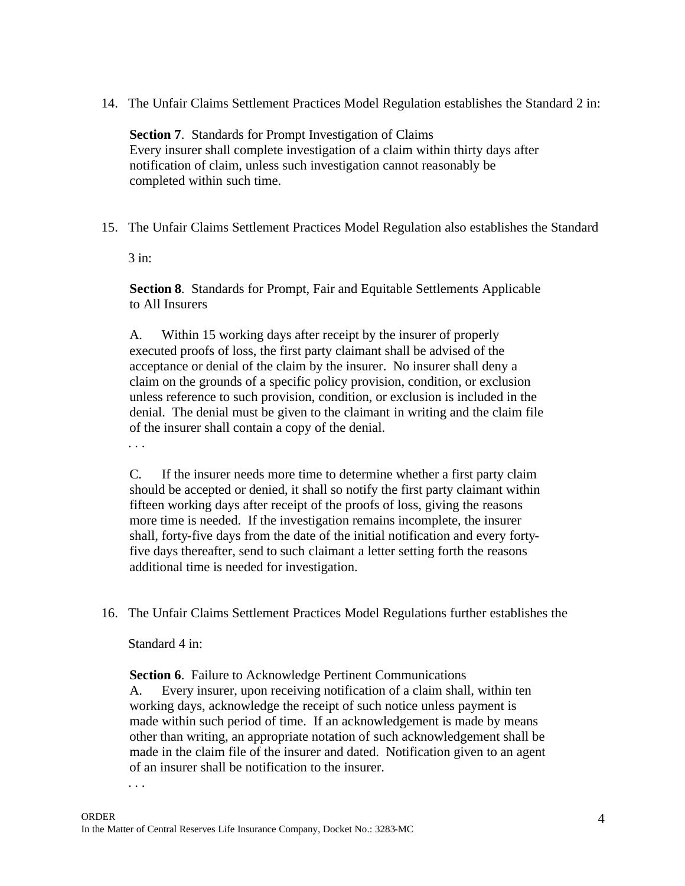14. The Unfair Claims Settlement Practices Model Regulation establishes the Standard 2 in:

    **Section 7**. Standards for Prompt Investigation of Claims
    Every insurer shall complete investigation of a claim within thirty days after notification of claim, unless such investigation cannot reasonably be completed within such time.

15. The Unfair Claims Settlement Practices Model Regulation also establishes the Standard 3 in:

    **Section 8**. Standards for Prompt, Fair and Equitable Settlements Applicable to All Insurers

    A. Within 15 working days after receipt by the insurer of properly executed proofs of loss, the first party claimant shall be advised of the acceptance or denial of the claim by the insurer. No insurer shall deny a claim on the grounds of a specific policy provision, condition, or exclusion unless reference to such provision, condition, or exclusion is included in the denial. The denial must be given to the claimant in writing and the claim file of the insurer shall contain a copy of the denial.

    . . .

    C. If the insurer needs more time to determine whether a first party claim should be accepted or denied, it shall so notify the first party claimant within fifteen working days after receipt of the proofs of loss, giving the reasons more time is needed. If the investigation remains incomplete, the insurer shall, forty-five days from the date of the initial notification and every forty-five days thereafter, send to such claimant a letter setting forth the reasons additional time is needed for investigation.

16. The Unfair Claims Settlement Practices Model Regulations further establishes the Standard 4 in:

    **Section 6**. Failure to Acknowledge Pertinent Communications
    A. Every insurer, upon receiving notification of a claim shall, within ten working days, acknowledge the receipt of such notice unless payment is made within such period of time. If an acknowledgement is made by means other than writing, an appropriate notation of such acknowledgement shall be made in the claim file of the insurer and dated. Notification given to an agent of an insurer shall be notification to the insurer.

    . . .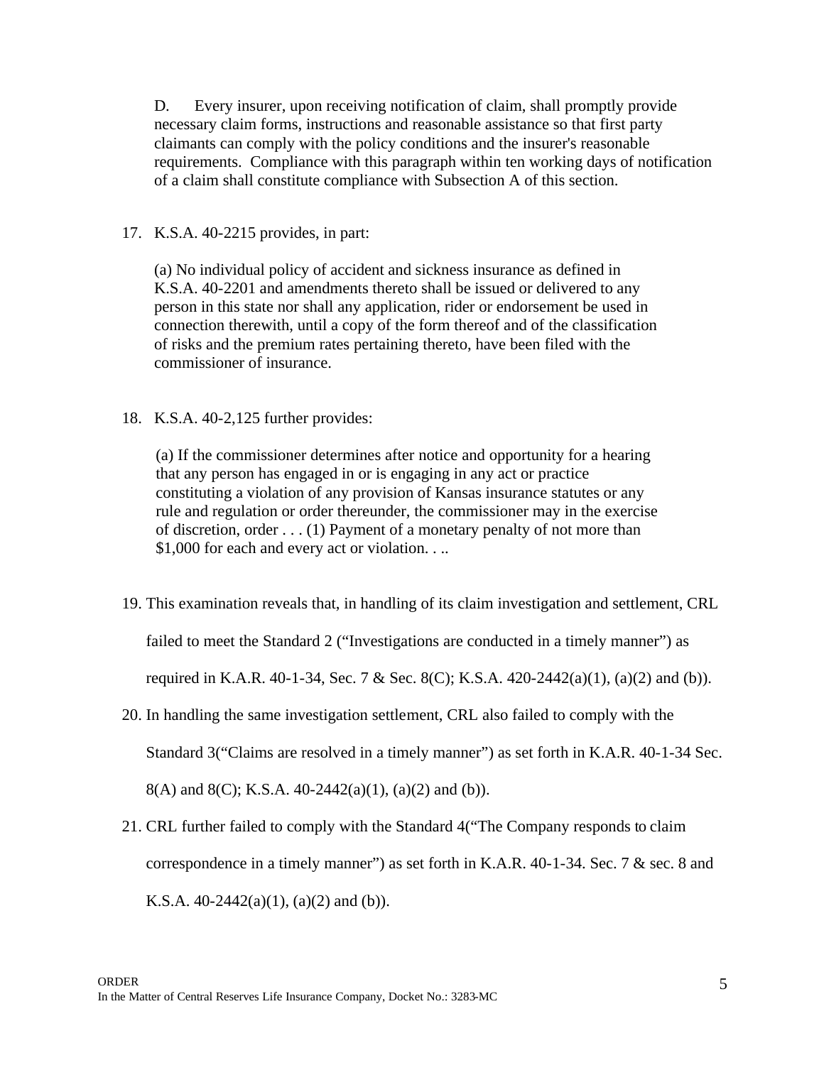D. Every insurer, upon receiving notification of claim, shall promptly provide necessary claim forms, instructions and reasonable assistance so that first party claimants can comply with the policy conditions and the insurer's reasonable requirements. Compliance with this paragraph within ten working days of notification of a claim shall constitute compliance with Subsection A of this section.

17. K.S.A. 40-2215 provides, in part:

    (a) No individual policy of accident and sickness insurance as defined in K.S.A. 40-2201 and amendments thereto shall be issued or delivered to any person in this state nor shall any application, rider or endorsement be used in connection therewith, until a copy of the form thereof and of the classification of risks and the premium rates pertaining thereto, have been filed with the commissioner of insurance.

18. K.S.A. 40-2,125 further provides:

    (a) If the commissioner determines after notice and opportunity for a hearing that any person has engaged in or is engaging in any act or practice constituting a violation of any provision of Kansas insurance statutes or any rule and regulation or order thereunder, the commissioner may in the exercise of discretion, order . . . (1) Payment of a monetary penalty of not more than $1,000 for each and every act or violation. . ..

19. This examination reveals that, in handling of its claim investigation and settlement, CRL failed to meet the Standard 2 ("Investigations are conducted in a timely manner") as required in K.A.R. 40-1-34, Sec. 7 & Sec. 8(C); K.S.A. 420-2442(a)(1), (a)(2) and (b)).

20. In handling the same investigation settlement, CRL also failed to comply with the Standard 3("Claims are resolved in a timely manner") as set forth in K.A.R. 40-1-34 Sec. 8(A) and 8(C); K.S.A. 40-2442(a)(1), (a)(2) and (b)).

21. CRL further failed to comply with the Standard 4("The Company responds to claim correspondence in a timely manner") as set forth in K.A.R. 40-1-34. Sec. 7 & sec. 8 and K.S.A. 40-2442(a)(1), (a)(2) and (b)).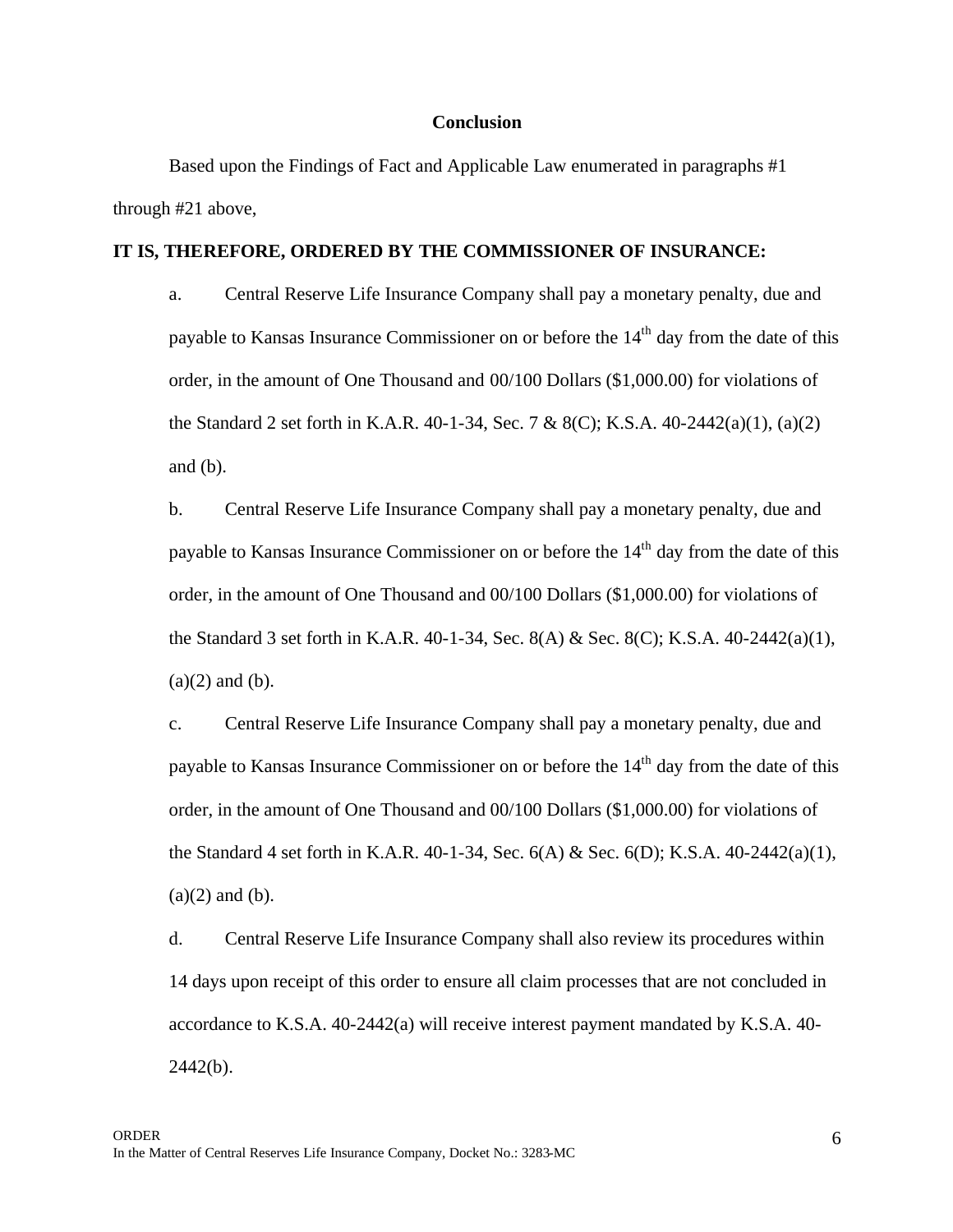## Conclusion

Based upon the Findings of Fact and Applicable Law enumerated in paragraphs #1 through #21 above,

**IT IS, THEREFORE, ORDERED BY THE COMMISSIONER OF INSURANCE:**

a. Central Reserve Life Insurance Company shall pay a monetary penalty, due and payable to Kansas Insurance Commissioner on or before the 14th day from the date of this order, in the amount of One Thousand and 00/100 Dollars ($1,000.00) for violations of the Standard 2 set forth in K.A.R. 40-1-34, Sec. 7 & 8(C); K.S.A. 40-2442(a)(1), (a)(2) and (b).

b. Central Reserve Life Insurance Company shall pay a monetary penalty, due and payable to Kansas Insurance Commissioner on or before the 14th day from the date of this order, in the amount of One Thousand and 00/100 Dollars ($1,000.00) for violations of the Standard 3 set forth in K.A.R. 40-1-34, Sec. 8(A) & Sec. 8(C); K.S.A. 40-2442(a)(1), (a)(2) and (b).

c. Central Reserve Life Insurance Company shall pay a monetary penalty, due and payable to Kansas Insurance Commissioner on or before the 14th day from the date of this order, in the amount of One Thousand and 00/100 Dollars ($1,000.00) for violations of the Standard 4 set forth in K.A.R. 40-1-34, Sec. 6(A) & Sec. 6(D); K.S.A. 40-2442(a)(1), (a)(2) and (b).

d. Central Reserve Life Insurance Company shall also review its procedures within 14 days upon receipt of this order to ensure all claim processes that are not concluded in accordance to K.S.A. 40-2442(a) will receive interest payment mandated by K.S.A. 40-2442(b).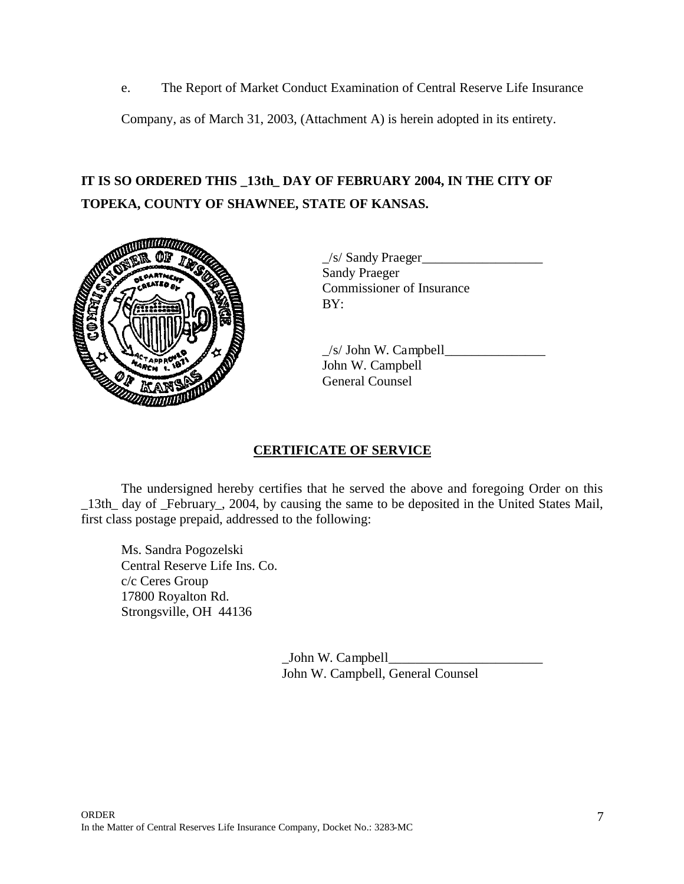e. The Report of Market Conduct Examination of Central Reserve Life Insurance Company, as of March 31, 2003, (Attachment A) is herein adopted in its entirety.

**IT IS SO ORDERED THIS _13th_ DAY OF FEBRUARY 2004, IN THE CITY OF TOPEKA, COUNTY OF SHAWNEE, STATE OF KANSAS.**

_/s/ Sandy Praeger__________________
Sandy Praeger
Commissioner of Insurance
BY:

_/s/ John W. Campbell_______________
John W. Campbell
General Counsel

**CERTIFICATE OF SERVICE**

The undersigned hereby certifies that he served the above and foregoing Order on this _13th_ day of _February_, 2004, by causing the same to be deposited in the United States Mail, first class postage prepaid, addressed to the following:

Ms. Sandra Pogozelski
Central Reserve Life Ins. Co.
c/c Ceres Group
17800 Royalton Rd.
Strongsville, OH 44136

_John W. Campbell_______________________
John W. Campbell, General Counsel

ORDER
In the Matter of Central Reserves Life Insurance Company, Docket No.: 3283-MC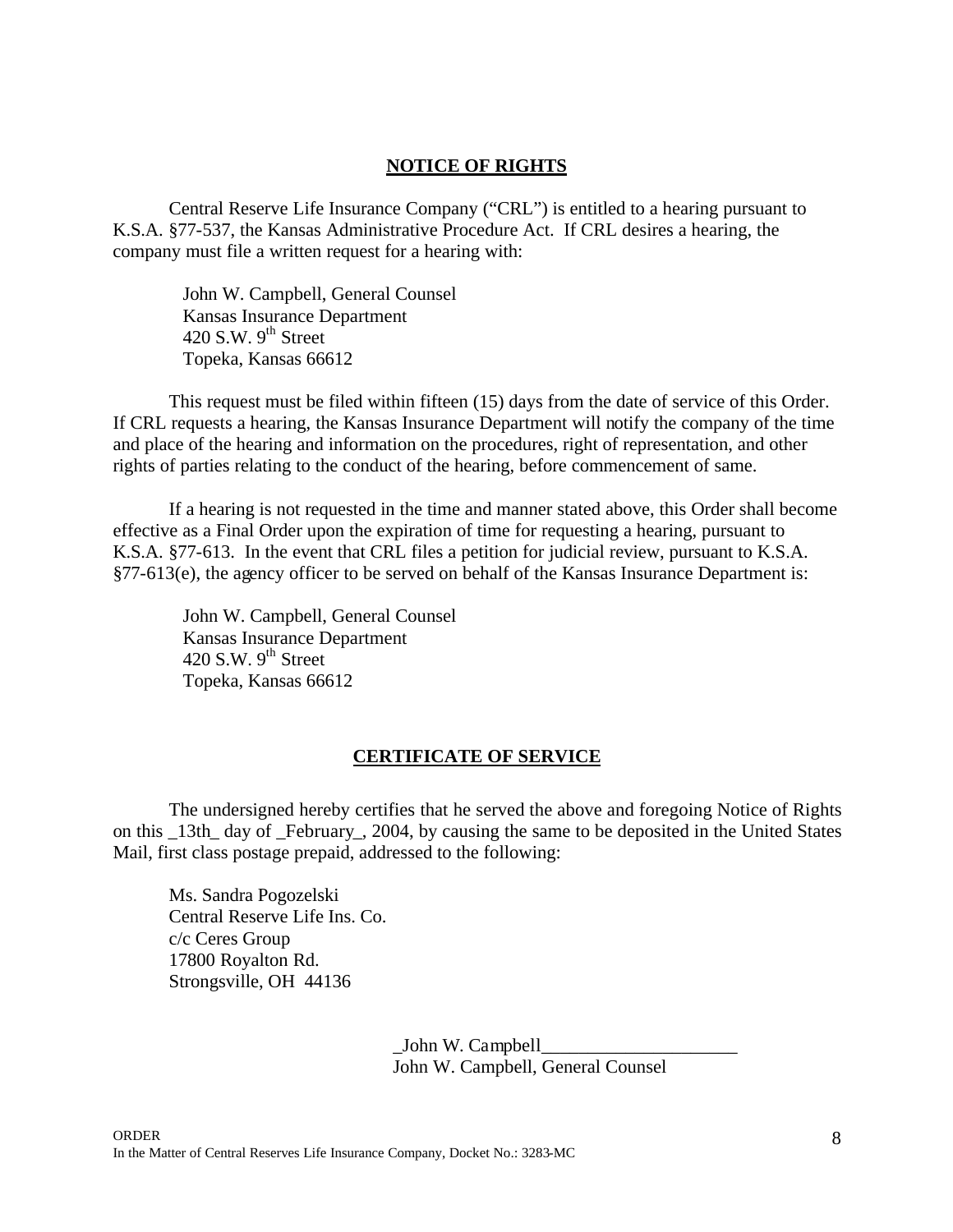**NOTICE OF RIGHTS**

Central Reserve Life Insurance Company ("CRL") is entitled to a hearing pursuant to K.S.A. §77-537, the Kansas Administrative Procedure Act. If CRL desires a hearing, the company must file a written request for a hearing with:

John W. Campbell, General Counsel
Kansas Insurance Department
420 S.W. 9th Street
Topeka, Kansas 66612

This request must be filed within fifteen (15) days from the date of service of this Order. If CRL requests a hearing, the Kansas Insurance Department will notify the company of the time and place of the hearing and information on the procedures, right of representation, and other rights of parties relating to the conduct of the hearing, before commencement of same.

If a hearing is not requested in the time and manner stated above, this Order shall become effective as a Final Order upon the expiration of time for requesting a hearing, pursuant to K.S.A. §77-613. In the event that CRL files a petition for judicial review, pursuant to K.S.A. §77-613(e), the agency officer to be served on behalf of the Kansas Insurance Department is:

John W. Campbell, General Counsel
Kansas Insurance Department
420 S.W. 9th Street
Topeka, Kansas 66612

**CERTIFICATE OF SERVICE**

The undersigned hereby certifies that he served the above and foregoing Notice of Rights on this _13th_ day of _February_, 2004, by causing the same to be deposited in the United States Mail, first class postage prepaid, addressed to the following:

Ms. Sandra Pogozelski
Central Reserve Life Ins. Co.
c/c Ceres Group
17800 Royalton Rd.
Strongsville, OH 44136

_John W. Campbell_____________________
John W. Campbell, General Counsel

ORDER
In the Matter of Central Reserves Life Insurance Company, Docket No.: 3283-MC